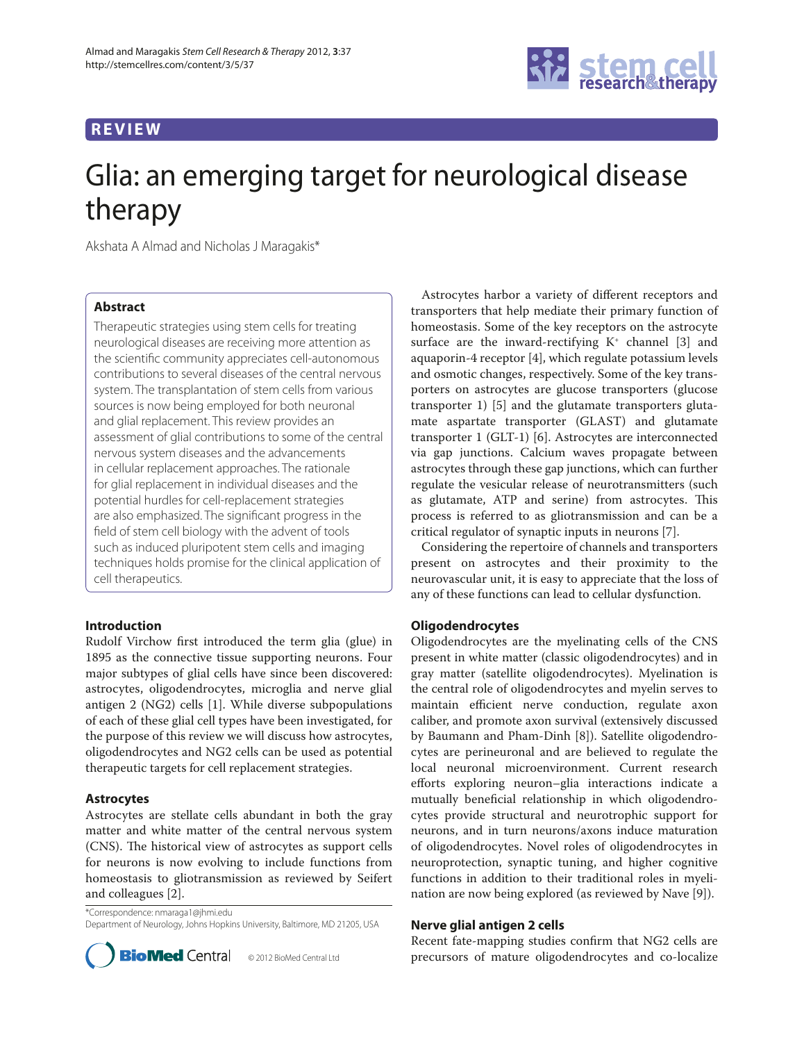REVIEW

# Glia: an emerging target for neurological disease therapy

Akshata A Almad and Nicholas J Maragakis*

## Abstract

Therapeutic strategies using stem cells for treating neurological diseases are receiving more attention as the scientific community appreciates cell-autonomous contributions to several diseases of the central nervous system. The transplantation of stem cells from various sources is now being employed for both neuronal and glial replacement. This review provides an assessment of glial contributions to some of the central nervous system diseases and the advancements in cellular replacement approaches. The rationale for glial replacement in individual diseases and the potential hurdles for cell-replacement strategies are also emphasized. The significant progress in the field of stem cell biology with the advent of tools such as induced pluripotent stem cells and imaging techniques holds promise for the clinical application of cell therapeutics.

## Introduction

Rudolf Virchow first introduced the term glia (glue) in 1895 as the connective tissue supporting neurons. Four major subtypes of glial cells have since been discovered: astrocytes, oligodendrocytes, microglia and nerve glial antigen 2 (NG2) cells [1]. While diverse subpopulations of each of these glial cell types have been investigated, for the purpose of this review we will discuss how astrocytes, oligodendrocytes and NG2 cells can be used as potential therapeutic targets for cell replacement strategies.

## Astrocytes

Astrocytes are stellate cells abundant in both the gray matter and white matter of the central nervous system (CNS). The historical view of astrocytes as support cells for neurons is now evolving to include functions from homeostasis to gliotransmission as reviewed by Seifert and colleagues [2].

Astrocytes harbor a variety of different receptors and transporters that help mediate their primary function of homeostasis. Some of the key receptors on the astrocyte surface are the inward-rectifying $K^+$ channel [3] and aquaporin-4 receptor [4], which regulate potassium levels and osmotic changes, respectively. Some of the key transporters on astrocytes are glucose transporters (glucose transporter 1) [5] and the glutamate transporters glutamate aspartate transporter (GLAST) and glutamate transporter 1 (GLT-1) [6]. Astrocytes are interconnected via gap junctions. Calcium waves propagate between astrocytes through these gap junctions, which can further regulate the vesicular release of neurotransmitters (such as glutamate, ATP and serine) from astrocytes. This process is referred to as gliotransmission and can be a critical regulator of synaptic inputs in neurons [7].

Considering the repertoire of channels and transporters present on astrocytes and their proximity to the neurovascular unit, it is easy to appreciate that the loss of any of these functions can lead to cellular dysfunction.

## Oligodendrocytes

Oligodendrocytes are the myelinating cells of the CNS present in white matter (classic oligodendrocytes) and in gray matter (satellite oligodendrocytes). Myelination is the central role of oligodendrocytes and myelin serves to maintain efficient nerve conduction, regulate axon caliber, and promote axon survival (extensively discussed by Baumann and Pham-Dinh [8]). Satellite oligodendrocytes are perineuronal and are believed to regulate the local neuronal microenvironment. Current research efforts exploring neuron–glia interactions indicate a mutually beneficial relationship in which oligodendrocytes provide structural and neurotrophic support for neurons, and in turn neurons/axons induce maturation of oligodendrocytes. Novel roles of oligodendrocytes in neuroprotection, synaptic tuning, and higher cognitive functions in addition to their traditional roles in myelination are now being explored (as reviewed by Nave [9]).

## Nerve glial antigen 2 cells

Recent fate-mapping studies confirm that NG2 cells are precursors of mature oligodendrocytes and co-localize

*Correspondence: nmaraga1@jhmi.edu
Department of Neurology, Johns Hopkins University, Baltimore, MD 21205, USA

© 2012 BioMed Central Ltd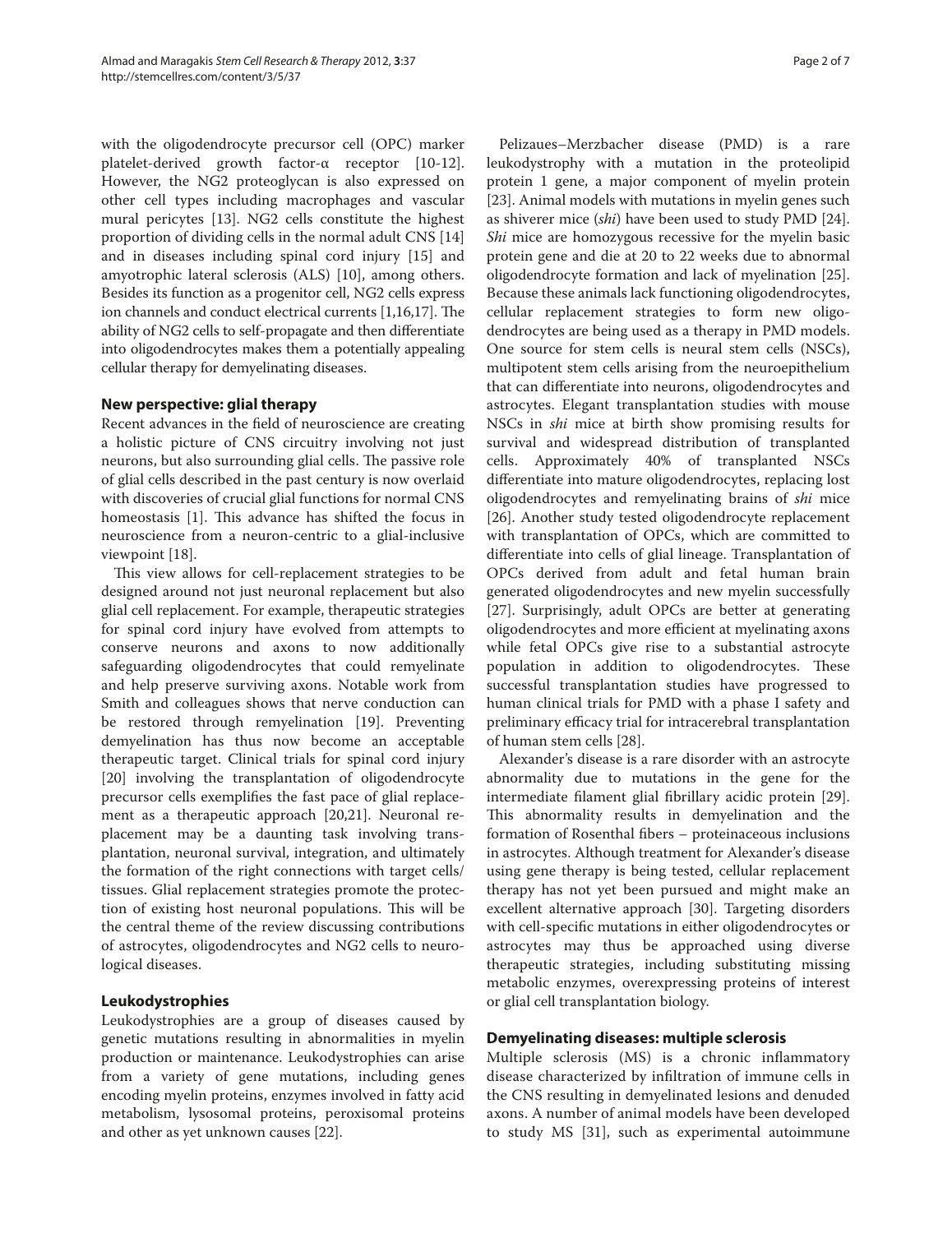with the oligodendrocyte precursor cell (OPC) marker platelet-derived growth factor-α receptor [10-12]. However, the NG2 proteoglycan is also expressed on other cell types including macrophages and vascular mural pericytes [13]. NG2 cells constitute the highest proportion of dividing cells in the normal adult CNS [14] and in diseases including spinal cord injury [15] and amyotrophic lateral sclerosis (ALS) [10], among others. Besides its function as a progenitor cell, NG2 cells express ion channels and conduct electrical currents [1,16,17]. The ability of NG2 cells to self-propagate and then differentiate into oligodendrocytes makes them a potentially appealing cellular therapy for demyelinating diseases.

## New perspective: glial therapy

Recent advances in the field of neuroscience are creating a holistic picture of CNS circuitry involving not just neurons, but also surrounding glial cells. The passive role of glial cells described in the past century is now overlaid with discoveries of crucial glial functions for normal CNS homeostasis [1]. This advance has shifted the focus in neuroscience from a neuron-centric to a glial-inclusive viewpoint [18].

This view allows for cell-replacement strategies to be designed around not just neuronal replacement but also glial cell replacement. For example, therapeutic strategies for spinal cord injury have evolved from attempts to conserve neurons and axons to now additionally safeguarding oligodendrocytes that could remyelinate and help preserve surviving axons. Notable work from Smith and colleagues shows that nerve conduction can be restored through remyelination [19]. Preventing demyelination has thus now become an acceptable therapeutic target. Clinical trials for spinal cord injury [20] involving the transplantation of oligodendrocyte precursor cells exemplifies the fast pace of glial replacement as a therapeutic approach [20,21]. Neuronal replacement may be a daunting task involving transplantation, neuronal survival, integration, and ultimately the formation of the right connections with target cells/tissues. Glial replacement strategies promote the protection of existing host neuronal populations. This will be the central theme of the review discussing contributions of astrocytes, oligodendrocytes and NG2 cells to neurological diseases.

## Leukodystrophies

Leukodystrophies are a group of diseases caused by genetic mutations resulting in abnormalities in myelin production or maintenance. Leukodystrophies can arise from a variety of gene mutations, including genes encoding myelin proteins, enzymes involved in fatty acid metabolism, lysosomal proteins, peroxisomal proteins and other as yet unknown causes [22].

Pelizaues–Merzbacher disease (PMD) is a rare leukodystrophy with a mutation in the proteolipid protein 1 gene, a major component of myelin protein [23]. Animal models with mutations in myelin genes such as shiverer mice (*shi*) have been used to study PMD [24]. *Shi* mice are homozygous recessive for the myelin basic protein gene and die at 20 to 22 weeks due to abnormal oligodendrocyte formation and lack of myelination [25]. Because these animals lack functioning oligodendrocytes, cellular replacement strategies to form new oligodendrocytes are being used as a therapy in PMD models. One source for stem cells is neural stem cells (NSCs), multipotent stem cells arising from the neuroepithelium that can differentiate into neurons, oligodendrocytes and astrocytes. Elegant transplantation studies with mouse NSCs in *shi* mice at birth show promising results for survival and widespread distribution of transplanted cells. Approximately 40% of transplanted NSCs differentiate into mature oligodendrocytes, replacing lost oligodendrocytes and remyelinating brains of *shi* mice [26]. Another study tested oligodendrocyte replacement with transplantation of OPCs, which are committed to differentiate into cells of glial lineage. Transplantation of OPCs derived from adult and fetal human brain generated oligodendrocytes and new myelin successfully [27]. Surprisingly, adult OPCs are better at generating oligodendrocytes and more efficient at myelinating axons while fetal OPCs give rise to a substantial astrocyte population in addition to oligodendrocytes. These successful transplantation studies have progressed to human clinical trials for PMD with a phase I safety and preliminary efficacy trial for intracerebral transplantation of human stem cells [28].

Alexander's disease is a rare disorder with an astrocyte abnormality due to mutations in the gene for the intermediate filament glial fibrillary acidic protein [29]. This abnormality results in demyelination and the formation of Rosenthal fibers – proteinaceous inclusions in astrocytes. Although treatment for Alexander's disease using gene therapy is being tested, cellular replacement therapy has not yet been pursued and might make an excellent alternative approach [30]. Targeting disorders with cell-specific mutations in either oligodendrocytes or astrocytes may thus be approached using diverse therapeutic strategies, including substituting missing metabolic enzymes, overexpressing proteins of interest or glial cell transplantation biology.

## Demyelinating diseases: multiple sclerosis

Multiple sclerosis (MS) is a chronic inflammatory disease characterized by infiltration of immune cells in the CNS resulting in demyelinated lesions and denuded axons. A number of animal models have been developed to study MS [31], such as experimental autoimmune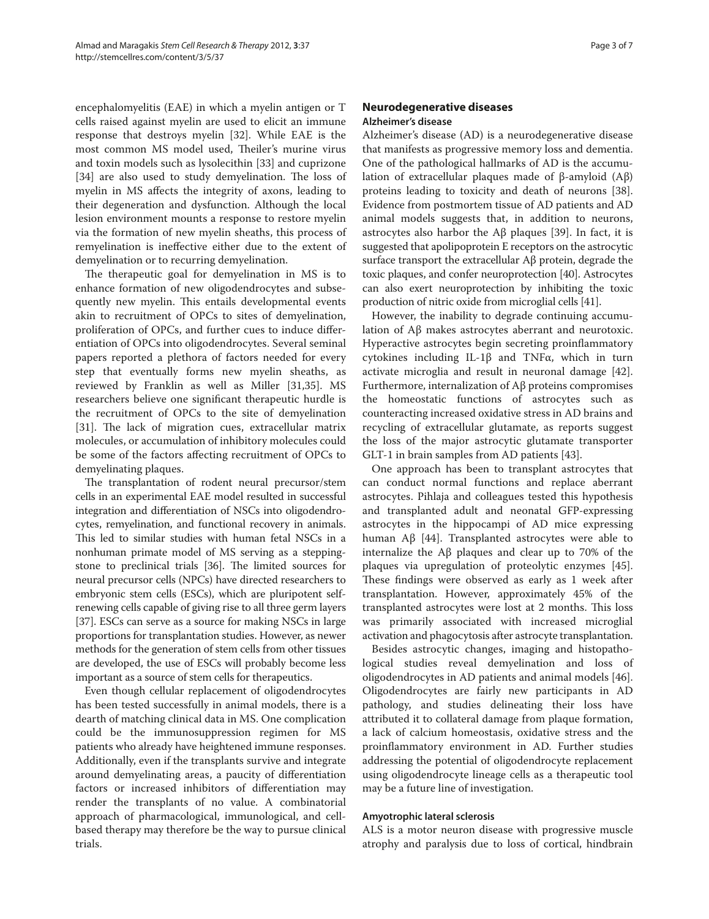encephalomyelitis (EAE) in which a myelin antigen or T cells raised against myelin are used to elicit an immune response that destroys myelin [32]. While EAE is the most common MS model used, Theiler's murine virus and toxin models such as lysolecithin [33] and cuprizone [34] are also used to study demyelination. The loss of myelin in MS affects the integrity of axons, leading to their degeneration and dysfunction. Although the local lesion environment mounts a response to restore myelin via the formation of new myelin sheaths, this process of remyelination is ineffective either due to the extent of demyelination or to recurring demyelination.

The therapeutic goal for demyelination in MS is to enhance formation of new oligodendrocytes and subsequently new myelin. This entails developmental events akin to recruitment of OPCs to sites of demyelination, proliferation of OPCs, and further cues to induce differentiation of OPCs into oligodendrocytes. Several seminal papers reported a plethora of factors needed for every step that eventually forms new myelin sheaths, as reviewed by Franklin as well as Miller [31,35]. MS researchers believe one significant therapeutic hurdle is the recruitment of OPCs to the site of demyelination [31]. The lack of migration cues, extracellular matrix molecules, or accumulation of inhibitory molecules could be some of the factors affecting recruitment of OPCs to demyelinating plaques.

The transplantation of rodent neural precursor/stem cells in an experimental EAE model resulted in successful integration and differentiation of NSCs into oligodendrocytes, remyelination, and functional recovery in animals. This led to similar studies with human fetal NSCs in a nonhuman primate model of MS serving as a steppingstone to preclinical trials [36]. The limited sources for neural precursor cells (NPCs) have directed researchers to embryonic stem cells (ESCs), which are pluripotent self-renewing cells capable of giving rise to all three germ layers [37]. ESCs can serve as a source for making NSCs in large proportions for transplantation studies. However, as newer methods for the generation of stem cells from other tissues are developed, the use of ESCs will probably become less important as a source of stem cells for therapeutics.

Even though cellular replacement of oligodendrocytes has been tested successfully in animal models, there is a dearth of matching clinical data in MS. One complication could be the immunosuppression regimen for MS patients who already have heightened immune responses. Additionally, even if the transplants survive and integrate around demyelinating areas, a paucity of differentiation factors or increased inhibitors of differentiation may render the transplants of no value. A combinatorial approach of pharmacological, immunological, and cell-based therapy may therefore be the way to pursue clinical trials.

## Neurodegenerative diseases

### Alzheimer's disease

Alzheimer's disease (AD) is a neurodegenerative disease that manifests as progressive memory loss and dementia. One of the pathological hallmarks of AD is the accumulation of extracellular plaques made of β-amyloid (Aβ) proteins leading to toxicity and death of neurons [38]. Evidence from postmortem tissue of AD patients and AD animal models suggests that, in addition to neurons, astrocytes also harbor the Aβ plaques [39]. In fact, it is suggested that apolipoprotein E receptors on the astrocytic surface transport the extracellular Aβ protein, degrade the toxic plaques, and confer neuroprotection [40]. Astrocytes can also exert neuroprotection by inhibiting the toxic production of nitric oxide from microglial cells [41].

However, the inability to degrade continuing accumulation of Aβ makes astrocytes aberrant and neurotoxic. Hyperactive astrocytes begin secreting proinflammatory cytokines including IL-1β and TNFα, which in turn activate microglia and result in neuronal damage [42]. Furthermore, internalization of Aβ proteins compromises the homeostatic functions of astrocytes such as counteracting increased oxidative stress in AD brains and recycling of extracellular glutamate, as reports suggest the loss of the major astrocytic glutamate transporter GLT-1 in brain samples from AD patients [43].

One approach has been to transplant astrocytes that can conduct normal functions and replace aberrant astrocytes. Pihlaja and colleagues tested this hypothesis and transplanted adult and neonatal GFP-expressing astrocytes in the hippocampi of AD mice expressing human Aβ [44]. Transplanted astrocytes were able to internalize the Aβ plaques and clear up to 70% of the plaques via upregulation of proteolytic enzymes [45]. These findings were observed as early as 1 week after transplantation. However, approximately 45% of the transplanted astrocytes were lost at 2 months. This loss was primarily associated with increased microglial activation and phagocytosis after astrocyte transplantation.

Besides astrocytic changes, imaging and histopathological studies reveal demyelination and loss of oligodendrocytes in AD patients and animal models [46]. Oligodendrocytes are fairly new participants in AD pathology, and studies delineating their loss have attributed it to collateral damage from plaque formation, a lack of calcium homeostasis, oxidative stress and the proinflammatory environment in AD. Further studies addressing the potential of oligodendrocyte replacement using oligodendrocyte lineage cells as a therapeutic tool may be a future line of investigation.

### Amyotrophic lateral sclerosis

ALS is a motor neuron disease with progressive muscle atrophy and paralysis due to loss of cortical, hindbrain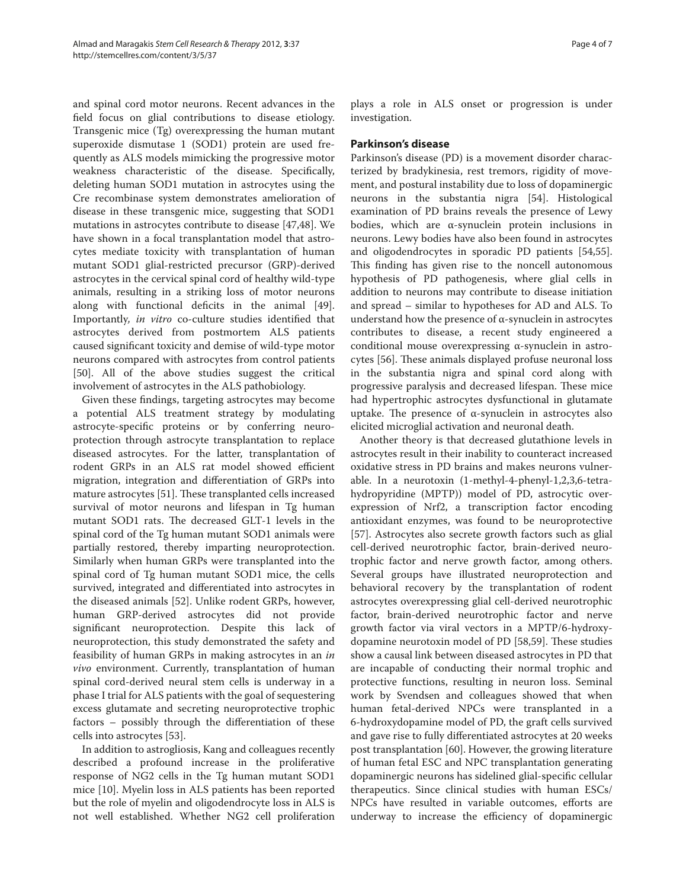and spinal cord motor neurons. Recent advances in the field focus on glial contributions to disease etiology. Transgenic mice (Tg) overexpressing the human mutant superoxide dismutase 1 (SOD1) protein are used frequently as ALS models mimicking the progressive motor weakness characteristic of the disease. Specifically, deleting human SOD1 mutation in astrocytes using the Cre recombinase system demonstrates amelioration of disease in these transgenic mice, suggesting that SOD1 mutations in astrocytes contribute to disease [47,48]. We have shown in a focal transplantation model that astrocytes mediate toxicity with transplantation of human mutant SOD1 glial-restricted precursor (GRP)-derived astrocytes in the cervical spinal cord of healthy wild-type animals, resulting in a striking loss of motor neurons along with functional deficits in the animal [49]. Importantly, *in vitro* co-culture studies identified that astrocytes derived from postmortem ALS patients caused significant toxicity and demise of wild-type motor neurons compared with astrocytes from control patients [50]. All of the above studies suggest the critical involvement of astrocytes in the ALS pathobiology.

Given these findings, targeting astrocytes may become a potential ALS treatment strategy by modulating astrocyte-specific proteins or by conferring neuroprotection through astrocyte transplantation to replace diseased astrocytes. For the latter, transplantation of rodent GRPs in an ALS rat model showed efficient migration, integration and differentiation of GRPs into mature astrocytes [51]. These transplanted cells increased survival of motor neurons and lifespan in Tg human mutant SOD1 rats. The decreased GLT-1 levels in the spinal cord of the Tg human mutant SOD1 animals were partially restored, thereby imparting neuroprotection. Similarly when human GRPs were transplanted into the spinal cord of Tg human mutant SOD1 mice, the cells survived, integrated and differentiated into astrocytes in the diseased animals [52]. Unlike rodent GRPs, however, human GRP-derived astrocytes did not provide significant neuroprotection. Despite this lack of neuroprotection, this study demonstrated the safety and feasibility of human GRPs in making astrocytes in an *in vivo* environment. Currently, transplantation of human spinal cord-derived neural stem cells is underway in a phase I trial for ALS patients with the goal of sequestering excess glutamate and secreting neuroprotective trophic factors – possibly through the differentiation of these cells into astrocytes [53].

In addition to astrogliosis, Kang and colleagues recently described a profound increase in the proliferative response of NG2 cells in the Tg human mutant SOD1 mice [10]. Myelin loss in ALS patients has been reported but the role of myelin and oligodendrocyte loss in ALS is not well established. Whether NG2 cell proliferation plays a role in ALS onset or progression is under investigation.

## Parkinson's disease

Parkinson's disease (PD) is a movement disorder characterized by bradykinesia, rest tremors, rigidity of movement, and postural instability due to loss of dopaminergic neurons in the substantia nigra [54]. Histological examination of PD brains reveals the presence of Lewy bodies, which are α-synuclein protein inclusions in neurons. Lewy bodies have also been found in astrocytes and oligodendrocytes in sporadic PD patients [54,55]. This finding has given rise to the noncell autonomous hypothesis of PD pathogenesis, where glial cells in addition to neurons may contribute to disease initiation and spread – similar to hypotheses for AD and ALS. To understand how the presence of α-synuclein in astrocytes contributes to disease, a recent study engineered a conditional mouse overexpressing α-synuclein in astrocytes [56]. These animals displayed profuse neuronal loss in the substantia nigra and spinal cord along with progressive paralysis and decreased lifespan. These mice had hypertrophic astrocytes dysfunctional in glutamate uptake. The presence of α-synuclein in astrocytes also elicited microglial activation and neuronal death.

Another theory is that decreased glutathione levels in astrocytes result in their inability to counteract increased oxidative stress in PD brains and makes neurons vulnerable. In a neurotoxin (1-methyl-4-phenyl-1,2,3,6-tetrahydropyridine (MPTP)) model of PD, astrocytic overexpression of Nrf2, a transcription factor encoding antioxidant enzymes, was found to be neuroprotective [57]. Astrocytes also secrete growth factors such as glial cell-derived neurotrophic factor, brain-derived neurotrophic factor and nerve growth factor, among others. Several groups have illustrated neuroprotection and behavioral recovery by the transplantation of rodent astrocytes overexpressing glial cell-derived neurotrophic factor, brain-derived neurotrophic factor and nerve growth factor via viral vectors in a MPTP/6-hydroxydopamine neurotoxin model of PD [58,59]. These studies show a causal link between diseased astrocytes in PD that are incapable of conducting their normal trophic and protective functions, resulting in neuron loss. Seminal work by Svendsen and colleagues showed that when human fetal-derived NPCs were transplanted in a 6-hydroxydopamine model of PD, the graft cells survived and gave rise to fully differentiated astrocytes at 20 weeks post transplantation [60]. However, the growing literature of human fetal ESC and NPC transplantation generating dopaminergic neurons has sidelined glial-specific cellular therapeutics. Since clinical studies with human ESCs/NPCs have resulted in variable outcomes, efforts are underway to increase the efficiency of dopaminergic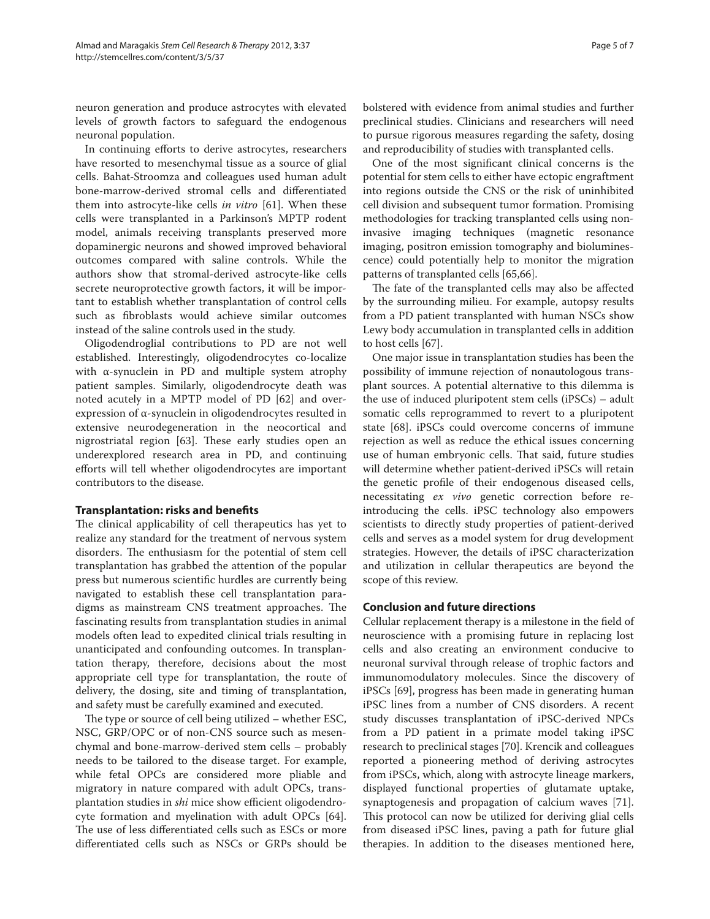neuron generation and produce astrocytes with elevated levels of growth factors to safeguard the endogenous neuronal population.

In continuing efforts to derive astrocytes, researchers have resorted to mesenchymal tissue as a source of glial cells. Bahat-Stroomza and colleagues used human adult bone-marrow-derived stromal cells and differentiated them into astrocyte-like cells *in vitro* [61]. When these cells were transplanted in a Parkinson's MPTP rodent model, animals receiving transplants preserved more dopaminergic neurons and showed improved behavioral outcomes compared with saline controls. While the authors show that stromal-derived astrocyte-like cells secrete neuroprotective growth factors, it will be important to establish whether transplantation of control cells such as fibroblasts would achieve similar outcomes instead of the saline controls used in the study.

Oligodendroglial contributions to PD are not well established. Interestingly, oligodendrocytes co-localize with α-synuclein in PD and multiple system atrophy patient samples. Similarly, oligodendrocyte death was noted acutely in a MPTP model of PD [62] and overexpression of α-synuclein in oligodendrocytes resulted in extensive neurodegeneration in the neocortical and nigrostriatal region [63]. These early studies open an underexplored research area in PD, and continuing efforts will tell whether oligodendrocytes are important contributors to the disease.

## Transplantation: risks and benefits

The clinical applicability of cell therapeutics has yet to realize any standard for the treatment of nervous system disorders. The enthusiasm for the potential of stem cell transplantation has grabbed the attention of the popular press but numerous scientific hurdles are currently being navigated to establish these cell transplantation paradigms as mainstream CNS treatment approaches. The fascinating results from transplantation studies in animal models often lead to expedited clinical trials resulting in unanticipated and confounding outcomes. In transplantation therapy, therefore, decisions about the most appropriate cell type for transplantation, the route of delivery, the dosing, site and timing of transplantation, and safety must be carefully examined and executed.

The type or source of cell being utilized – whether ESC, NSC, GRP/OPC or of non-CNS source such as mesenchymal and bone-marrow-derived stem cells – probably needs to be tailored to the disease target. For example, while fetal OPCs are considered more pliable and migratory in nature compared with adult OPCs, transplantation studies in *shi* mice show efficient oligodendrocyte formation and myelination with adult OPCs [64]. The use of less differentiated cells such as ESCs or more differentiated cells such as NSCs or GRPs should be bolstered with evidence from animal studies and further preclinical studies. Clinicians and researchers will need to pursue rigorous measures regarding the safety, dosing and reproducibility of studies with transplanted cells.

One of the most significant clinical concerns is the potential for stem cells to either have ectopic engraftment into regions outside the CNS or the risk of uninhibited cell division and subsequent tumor formation. Promising methodologies for tracking transplanted cells using noninvasive imaging techniques (magnetic resonance imaging, positron emission tomography and bioluminescence) could potentially help to monitor the migration patterns of transplanted cells [65,66].

The fate of the transplanted cells may also be affected by the surrounding milieu. For example, autopsy results from a PD patient transplanted with human NSCs show Lewy body accumulation in transplanted cells in addition to host cells [67].

One major issue in transplantation studies has been the possibility of immune rejection of nonautologous transplant sources. A potential alternative to this dilemma is the use of induced pluripotent stem cells (iPSCs) – adult somatic cells reprogrammed to revert to a pluripotent state [68]. iPSCs could overcome concerns of immune rejection as well as reduce the ethical issues concerning use of human embryonic cells. That said, future studies will determine whether patient-derived iPSCs will retain the genetic profile of their endogenous diseased cells, necessitating *ex vivo* genetic correction before reintroducing the cells. iPSC technology also empowers scientists to directly study properties of patient-derived cells and serves as a model system for drug development strategies. However, the details of iPSC characterization and utilization in cellular therapeutics are beyond the scope of this review.

## Conclusion and future directions

Cellular replacement therapy is a milestone in the field of neuroscience with a promising future in replacing lost cells and also creating an environment conducive to neuronal survival through release of trophic factors and immunomodulatory molecules. Since the discovery of iPSCs [69], progress has been made in generating human iPSC lines from a number of CNS disorders. A recent study discusses transplantation of iPSC-derived NPCs from a PD patient in a primate model taking iPSC research to preclinical stages [70]. Krencik and colleagues reported a pioneering method of deriving lineage astrocytes from iPSCs, which, along with astrocyte lineage markers, displayed functional properties of glutamate uptake, synaptogenesis and propagation of calcium waves [71]. This protocol can now be utilized for deriving glial cells from diseased iPSC lines, paving a path for future glial therapies. In addition to the diseases mentioned here,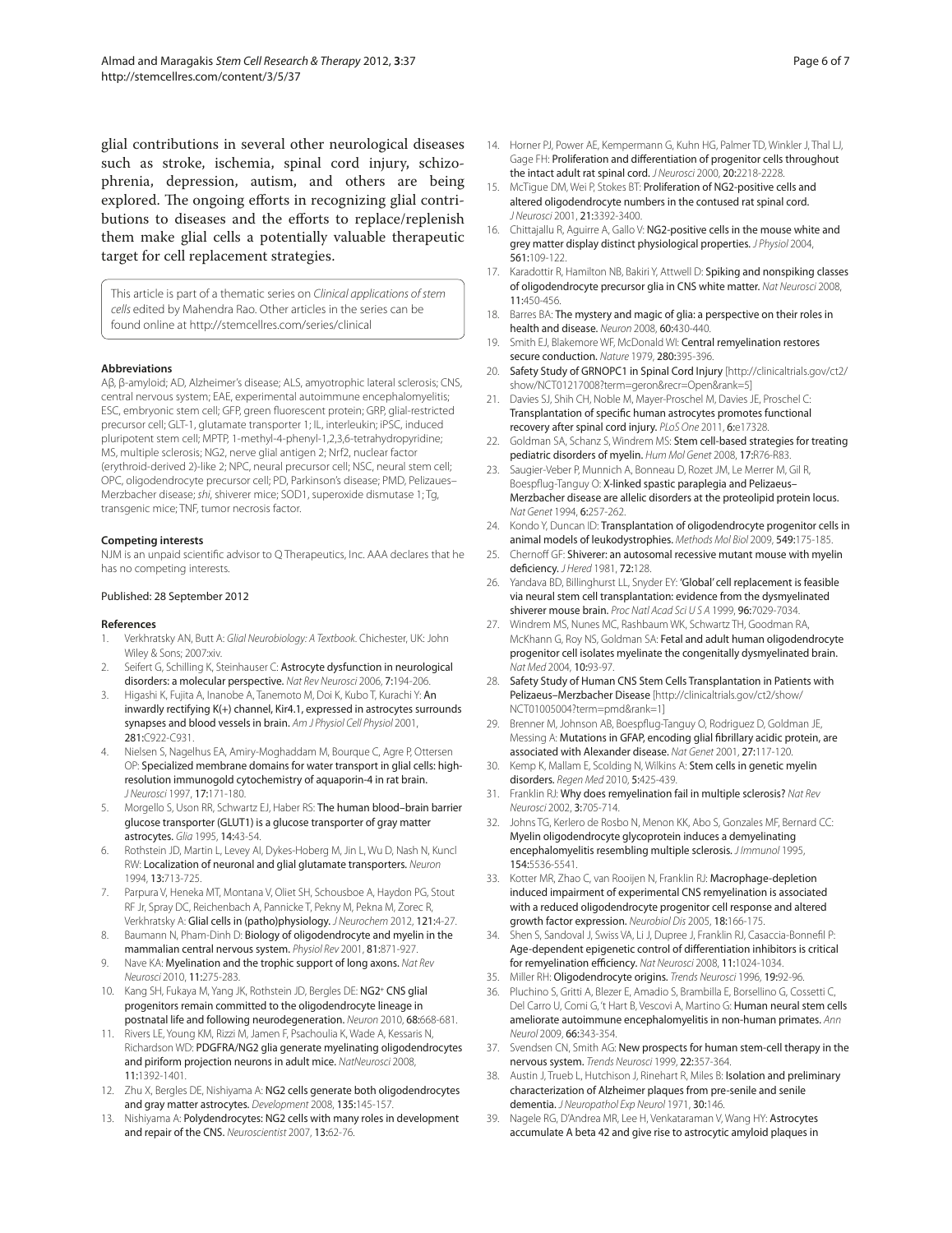glial contributions in several other neurological diseases such as stroke, ischemia, spinal cord injury, schizophrenia, depression, autism, and others are being explored. The ongoing efforts in recognizing glial contributions to diseases and the efforts to replace/replenish them make glial cells a potentially valuable therapeutic target for cell replacement strategies.

This article is part of a thematic series on *Clinical applications of stem cells* edited by Mahendra Rao. Other articles in the series can be found online at http://stemcellres.com/series/clinical

#### Abbreviations

Aβ, β-amyloid; AD, Alzheimer's disease; ALS, amyotrophic lateral sclerosis; CNS, central nervous system; EAE, experimental autoimmune encephalomyelitis; ESC, embryonic stem cell; GFP, green fluorescent protein; GRP, glial-restricted precursor cell; GLT-1, glutamate transporter 1; IL, interleukin; iPSC, induced pluripotent stem cell; MPTP, 1-methyl-4-phenyl-1,2,3,6-tetrahydropyridine; MS, multiple sclerosis; NG2, nerve glial antigen 2; Nrf2, nuclear factor (erythroid-derived 2)-like 2; NPC, neural precursor cell; NSC, neural stem cell; OPC, oligodendrocyte precursor cell; PD, Parkinson's disease; PMD, Pelizaues–Merzbacher disease; *shi*, shiverer mice; SOD1, superoxide dismutase 1; Tg, transgenic mice; TNF, tumor necrosis factor.

#### Competing interests

NJM is an unpaid scientific advisor to Q Therapeutics, Inc. AAA declares that he has no competing interests.

Published: 28 September 2012

#### References

1. Verkhratsky AN, Butt A: *Glial Neurobiology: A Textbook*. Chichester, UK: John Wiley & Sons; 2007:xiv.
2. Seifert G, Schilling K, Steinhauser C: **Astrocyte dysfunction in neurological disorders: a molecular perspective.** *Nat Rev Neurosci* 2006, **7:**194-206.
3. Higashi K, Fujita A, Inanobe A, Tanemoto M, Doi K, Kubo T, Kurachi Y: **An inwardly rectifying K(+) channel, Kir4.1, expressed in astrocytes surrounds synapses and blood vessels in brain.** *Am J Physiol Cell Physiol* 2001, **281:**C922-C931.
4. Nielsen S, Nagelhus EA, Amiry-Moghaddam M, Bourque C, Agre P, Ottersen OP: **Specialized membrane domains for water transport in glial cells: high-resolution immunogold cytochemistry of aquaporin-4 in rat brain.** *J Neurosci* 1997, **17:**171-180.
5. Morgello S, Uson RR, Schwartz EJ, Haber RS: **The human blood–brain barrier glucose transporter (GLUT1) is a glucose transporter of gray matter astrocytes.** *Glia* 1995, **14:**43-54.
6. Rothstein JD, Martin L, Levey AI, Dykes-Hoberg M, Jin L, Wu D, Nash N, Kuncl RW: **Localization of neuronal and glial glutamate transporters.** *Neuron* 1994, **13:**713-725.
7. Parpura V, Heneka MT, Montana V, Oliet SH, Schousboe A, Haydon PG, Stout RF Jr, Spray DC, Reichenbach A, Pannicke T, Pekny M, Pekna M, Zorec R, Verkhratsky A: **Glial cells in (patho)physiology.** *J Neurochem* 2012, **121:**4-27.
8. Baumann N, Pham-Dinh D: **Biology of oligodendrocyte and myelin in the mammalian central nervous system.** *Physiol Rev* 2001, **81:**871-927.
9. Nave KA: **Myelination and the trophic support of long axons.** *Nat Rev Neurosci* 2010, **11:**275-283.
10. Kang SH, Fukaya M, Yang JK, Rothstein JD, Bergles DE: **NG2+ CNS glial progenitors remain committed to the oligodendrocyte lineage in postnatal life and following neurodegeneration.** *Neuron* 2010, **68:**668-681.
11. Rivers LE, Young KM, Rizzi M, Jamen F, Psachoulia K, Wade A, Kessaris N, Richardson WD: **PDGFRA/NG2 glia generate myelinating oligodendrocytes and piriform projection neurons in adult mice.** *NatNeurosci* 2008, **11:**1392-1401.
12. Zhu X, Bergles DE, Nishiyama A: **NG2 cells generate both oligodendrocytes and gray matter astrocytes.** *Development* 2008, **135:**145-157.
13. Nishiyama A: **Polydendrocytes: NG2 cells with many roles in development and repair of the CNS.** *Neuroscientist* 2007, **13:**62-76.
14. Horner PJ, Power AE, Kempermann G, Kuhn HG, Palmer TD, Winkler J, Thal LJ, Gage FH: **Proliferation and differentiation of progenitor cells throughout the intact adult rat spinal cord.** *J Neurosci* 2000, **20:**2218-2228.
15. McTigue DM, Wei P, Stokes BT: **Proliferation of NG2-positive cells and altered oligodendrocyte numbers in the contused rat spinal cord.** *J Neurosci* 2001, **21:**3392-3400.
16. Chittajallu R, Aguirre A, Gallo V: **NG2-positive cells in the mouse white and grey matter display distinct physiological properties.** *J Physiol* 2004, **561:**109-122.
17. Karadottir R, Hamilton NB, Bakiri Y, Attwell D: **Spiking and nonspiking classes of oligodendrocyte precursor glia in CNS white matter.** *Nat Neurosci* 2008, **11:**450-456.
18. Barres BA: **The mystery and magic of glia: a perspective on their roles in health and disease.** *Neuron* 2008, **60:**430-440.
19. Smith EJ, Blakemore WF, McDonald WI: **Central remyelination restores secure conduction.** *Nature* 1979, **280:**395-396.
20. **Safety Study of GRNOPC1 in Spinal Cord Injury** [http://clinicaltrials.gov/ct2/show/NCT01217008?term=geron&recr=Open&rank=5]
21. Davies SJ, Shih CH, Noble M, Mayer-Proschel M, Davies JE, Proschel C: **Transplantation of specific human astrocytes promotes functional recovery after spinal cord injury.** *PLoS One* 2011, **6:**e17328.
22. Goldman SA, Schanz S, Windrem MS: **Stem cell-based strategies for treating pediatric disorders of myelin.** *Hum Mol Genet* 2008, **17:**R76-R83.
23. Saugier-Veber P, Munnich A, Bonneau D, Rozet JM, Le Merrer M, Gil R, Boespflug-Tanguy O: **X-linked spastic paraplegia and Pelizaeus–Merzbacher disease are allelic disorders at the proteolipid protein locus.** *Nat Genet* 1994, **6:**257-262.
24. Kondo Y, Duncan ID: **Transplantation of oligodendrocyte progenitor cells in animal models of leukodystrophies.** *Methods Mol Biol* 2009, **549:**175-185.
25. Chernoff GF: **Shiverer: an autosomal recessive mutant mouse with myelin deficiency.** *J Hered* 1981, **72:**128.
26. Yandava BD, Billinghurst LL, Snyder EY: **'Global' cell replacement is feasible via neural stem cell transplantation: evidence from the dysmyelinated shiverer mouse brain.** *Proc Natl Acad Sci U S A* 1999, **96:**7029-7034.
27. Windrem MS, Nunes MC, Rashbaum WK, Schwartz TH, Goodman RA, McKhann G, Roy NS, Goldman SA: **Fetal and adult human oligodendrocyte progenitor cell isolates myelinate the congenitally dysmyelinated brain.** *Nat Med* 2004, **10:**93-97.
28. **Safety Study of Human CNS Stem Cells Transplantation in Patients with Pelizaeus–Merzbacher Disease** [http://clinicaltrials.gov/ct2/show/NCT01005004?term=pmd&rank=1]
29. Brenner M, Johnson AB, Boespflug-Tanguy O, Rodriguez D, Goldman JE, Messing A: **Mutations in GFAP, encoding glial fibrillary acidic protein, are associated with Alexander disease.** *Nat Genet* 2001, **27:**117-120.
30. Kemp K, Mallam E, Scolding N, Wilkins A: **Stem cells in genetic myelin disorders.** *Regen Med* 2010, **5:**425-439.
31. Franklin RJ: **Why does remyelination fail in multiple sclerosis?** *Nat Rev Neurosci* 2002, **3:**705-714.
32. Johns TG, Kerlero de Rosbo N, Menon KK, Abo S, Gonzales MF, Bernard CC: **Myelin oligodendrocyte glycoprotein induces a demyelinating encephalomyelitis resembling multiple sclerosis.** *J Immunol* 1995, **154:**5536-5541.
33. Kotter MR, Zhao C, van Rooijen N, Franklin RJ: **Macrophage-depletion induced impairment of experimental CNS remyelination is associated with a reduced oligodendrocyte progenitor cell response and altered growth factor expression.** *Neurobiol Dis* 2005, **18:**166-175.
34. Shen S, Sandoval J, Swiss VA, Li J, Dupree J, Franklin RJ, Casaccia-Bonnefil P: **Age-dependent epigenetic control of differentiation inhibitors is critical for remyelination efficiency.** *Nat Neurosci* 2008, **11:**1024-1034.
35. Miller RH: **Oligodendrocyte origins.** *Trends Neurosci* 1996, **19:**92-96.
36. Pluchino S, Gritti A, Blezer E, Amadio S, Brambilla E, Borsellino G, Cossetti C, Del Carro U, Comi G, 't Hart B, Vescovi A, Martino G: **Human neural stem cells ameliorate autoimmune encephalomyelitis in non-human primates.** *Ann Neurol* 2009, **66:**343-354.
37. Svendsen CN, Smith AG: **New prospects for human stem-cell therapy in the nervous system.** *Trends Neurosci* 1999, **22:**357-364.
38. Austin J, Trueb L, Hutchison J, Rinehart R, Miles B: **Isolation and preliminary characterization of Alzheimer plaques from pre-senile and senile dementia.** *J Neuropathol Exp Neurol* 1971, **30:**146.
39. Nagele RG, D'Andrea MR, Lee H, Venkataraman V, Wang HY: **Astrocytes accumulate A beta 42 and give rise to astrocytic amyloid plaques in**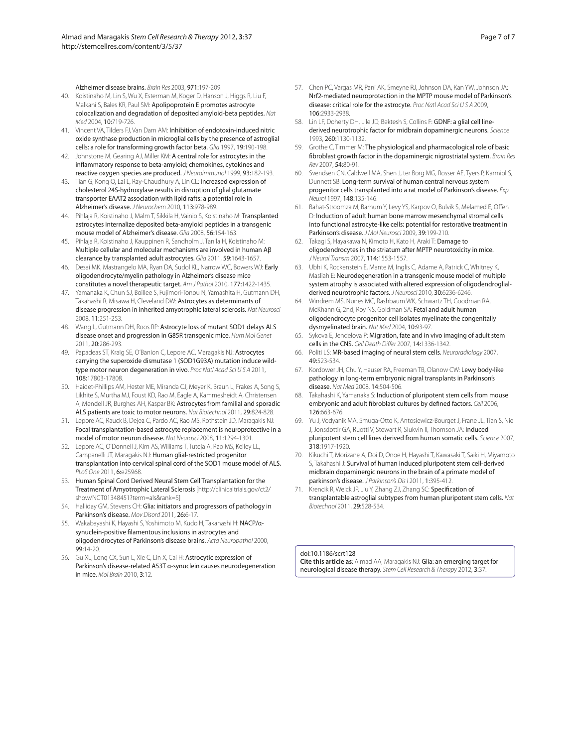Alzheimer disease brains. *Brain Res* 2003, **971:**197-209.

40. Koistinaho M, Lin S, Wu X, Esterman M, Koger D, Hanson J, Higgs R, Liu F, Malkani S, Bales KR, Paul SM: Apolipoprotein E promotes astrocyte colocalization and degradation of deposited amyloid-beta peptides. *Nat Med* 2004, **10:**719-726.
41. Vincent VA, Tilders FJ, Van Dam AM: Inhibition of endotoxin-induced nitric oxide synthase production in microglial cells by the presence of astroglial cells: a role for transforming growth factor beta. *Glia* 1997, **19:**190-198.
42. Johnstone M, Gearing AJ, Miller KM: A central role for astrocytes in the inflammatory response to beta-amyloid; chemokines, cytokines and reactive oxygen species are produced. *J Neuroimmunol* 1999, **93:**182-193.
43. Tian G, Kong Q, Lai L, Ray-Chaudhury A, Lin CL: Increased expression of cholesterol 24S-hydroxylase results in disruption of glial glutamate transporter EAAT2 association with lipid rafts: a potential role in Alzheimer's disease. *J Neurochem* 2010, **113:**978-989.
44. Pihlaja R, Koistinaho J, Malm T, Sikkila H, Vainio S, Koistinaho M: Transplanted astrocytes internalize deposited beta-amyloid peptides in a transgenic mouse model of Alzheimer's disease. *Glia* 2008, **56:**154-163.
45. Pihlaja R, Koistinaho J, Kauppinen R, Sandholm J, Tanila H, Koistinaho M: Multiple cellular and molecular mechanisms are involved in human Aβ clearance by transplanted adult astrocytes. *Glia* 2011, **59:**1643-1657.
46. Desai MK, Mastrangelo MA, Ryan DA, Sudol KL, Narrow WC, Bowers WJ: Early oligodendrocyte/myelin pathology in Alzheimer's disease mice constitutes a novel therapeutic target. *Am J Pathol* 2010, **177:**1422-1435.
47. Yamanaka K, Chun SJ, Boillee S, Fujimori-Tonou N, Yamashita H, Gutmann DH, Takahashi R, Misawa H, Cleveland DW: Astrocytes as determinants of disease progression in inherited amyotrophic lateral sclerosis. *Nat Neurosci* 2008, **11:**251-253.
48. Wang L, Gutmann DH, Roos RP: Astrocyte loss of mutant SOD1 delays ALS disease onset and progression in G85R transgenic mice. *Hum Mol Genet* 2011, **20:**286-293.
49. Papadeas ST, Kraig SE, O'Banion C, Lepore AC, Maragakis NJ: Astrocytes carrying the superoxide dismutase 1 (SOD1G93A) mutation induce wild-type motor neuron degeneration in vivo. *Proc Natl Acad Sci U S A* 2011, **108:**17803-17808.
50. Haidet-Phillips AM, Hester ME, Miranda CJ, Meyer K, Braun L, Frakes A, Song S, Likhite S, Murtha MJ, Foust KD, Rao M, Eagle A, Kammesheidt A, Christensen A, Mendell JR, Burghes AH, Kaspar BK: Astrocytes from familial and sporadic ALS patients are toxic to motor neurons. *Nat Biotechnol* 2011, **29:**824-828.
51. Lepore AC, Rauck B, Dejea C, Pardo AC, Rao MS, Rothstein JD, Maragakis NJ: Focal transplantation-based astrocyte replacement is neuroprotective in a model of motor neuron disease. *Nat Neurosci* 2008, **11:**1294-1301.
52. Lepore AC, O'Donnell J, Kim AS, Williams T, Tuteja A, Rao MS, Kelley LL, Campanelli JT, Maragakis NJ: Human glial-restricted progenitor transplantation into cervical spinal cord of the SOD1 mouse model of ALS. *PLoS One* 2011, **6:**e25968.
53. Human Spinal Cord Derived Neural Stem Cell Transplantation for the Treatment of Amyotrophic Lateral Sclerosis [http://clinicaltrials.gov/ct2/show/NCT01348451?term=als&rank=5]
54. Halliday GM, Stevens CH: Glia: initiators and progressors of pathology in Parkinson's disease. *Mov Disord* 2011, **26:**6-17.
55. Wakabayashi K, Hayashi S, Yoshimoto M, Kudo H, Takahashi H: NACP/α-synuclein-positive filamentous inclusions in astrocytes and oligodendrocytes of Parkinson's disease brains. *Acta Neuropathol* 2000, **99:**14-20.
56. Gu XL, Long CX, Sun L, Xie C, Lin X, Cai H: Astrocytic expression of Parkinson's disease-related A53T α-synuclein causes neurodegeneration in mice. *Mol Brain* 2010, **3:**12.
57. Chen PC, Vargas MR, Pani AK, Smeyne RJ, Johnson DA, Kan YW, Johnson JA: Nrf2-mediated neuroprotection in the MPTP mouse model of Parkinson's disease: critical role for the astrocyte. *Proc Natl Acad Sci U S A* 2009, **106:**2933-2938.
58. Lin LF, Doherty DH, Lile JD, Bektesh S, Collins F: GDNF: a glial cell line-derived neurotrophic factor for midbrain dopaminergic neurons. *Science* 1993, **260:**1130-1132.
59. Grothe C, Timmer M: The physiological and pharmacological role of basic fibroblast growth factor in the dopaminergic nigrostriatal system. *Brain Res Rev* 2007, **54:**80-91.
60. Svendsen CN, Caldwell MA, Shen J, ter Borg MG, Rosser AE, Tyers P, Karmiol S, Dunnett SB: Long-term survival of human central nervous system progenitor cells transplanted into a rat model of Parkinson's disease. *Exp Neurol* 1997, **148:**135-146.
61. Bahat-Stroomza M, Barhum Y, Levy YS, Karpov O, Bulvik S, Melamed E, Offen D: Induction of adult human bone marrow mesenchymal stromal cells into functional astrocyte-like cells: potential for restorative treatment in Parkinson's disease. *J Mol Neurosci* 2009, **39:**199-210.
62. Takagi S, Hayakawa N, Kimoto H, Kato H, Araki T: Damage to oligodendrocytes in the striatum after MPTP neurotoxicity in mice. *J Neural Transm* 2007, **114:**1553-1557.
63. Ubhi K, Rockenstein E, Mante M, Inglis C, Adame A, Patrick C, Whitney K, Masliah E: Neurodegeneration in a transgenic mouse model of multiple system atrophy is associated with altered expression of oligodendroglial-derived neurotrophic factors. *J Neurosci* 2010, **30:**6236-6246.
64. Windrem MS, Nunes MC, Rashbaum WK, Schwartz TH, Goodman RA, McKhann G, 2nd, Roy NS, Goldman SA: Fetal and adult human oligodendrocyte progenitor cell isolates myelinate the congenitally dysmyelinated brain. *Nat Med* 2004, **10:**93-97.
65. Sykova E, Jendelova P: Migration, fate and in vivo imaging of adult stem cells in the CNS. *Cell Death Differ* 2007, **14:**1336-1342.
66. Politi LS: MR-based imaging of neural stem cells. *Neuroradiology* 2007, **49:**523-534.
67. Kordower JH, Chu Y, Hauser RA, Freeman TB, Olanow CW: Lewy body-like pathology in long-term embryonic nigral transplants in Parkinson's disease. *Nat Med* 2008, **14:**504-506.
68. Takahashi K, Yamanaka S: Induction of pluripotent stem cells from mouse embryonic and adult fibroblast cultures by defined factors. *Cell* 2006, **126:**663-676.
69. Yu J, Vodyanik MA, Smuga-Otto K, Antosiewicz-Bourget J, Frane JL, Tian S, Nie J, Jonsdottir GA, Ruotti V, Stewart R, Slukvin II, Thomson JA: Induced pluripotent stem cell lines derived from human somatic cells. *Science* 2007, **318:**1917-1920.
70. Kikuchi T, Morizane A, Doi D, Onoe H, Hayashi T, Kawasaki T, Saiki H, Miyamoto S, Takahashi J: Survival of human induced pluripotent stem cell-derived midbrain dopaminergic neurons in the brain of a primate model of parkinson's disease. *J Parkinson's Dis I* 2011, **1:**395-412.
71. Krencik R, Weick JP, Liu Y, Zhang ZJ, Zhang SC: Specification of transplantable astroglial subtypes from human pluripotent stem cells. *Nat Biotechnol* 2011, **29:**528-534.

doi:10.1186/scrt128
**Cite this article as**: Almad AA, Maragakis NJ: Glia: an emerging target for neurological disease therapy. *Stem Cell Research & Therapy* 2012, **3:**37.